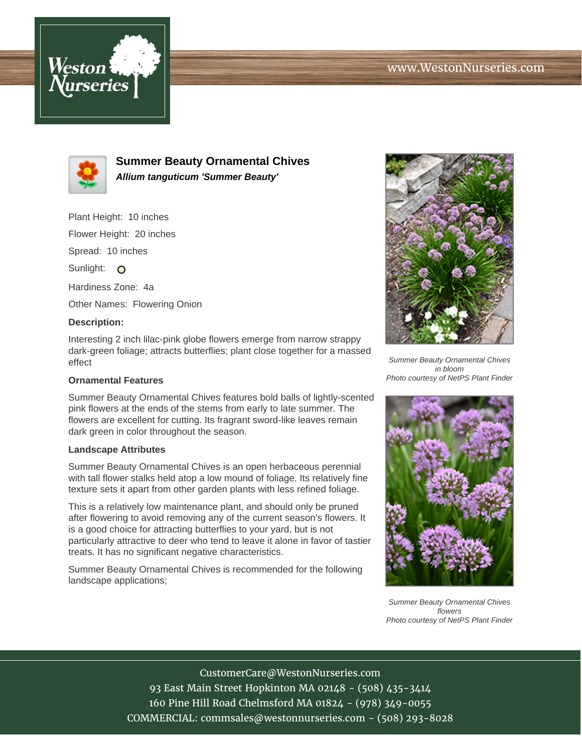# Summer Beauty Ornamental Chives

***Allium tanguticum 'Summer Beauty'***

Plant Height: 10 inches

Flower Height: 20 inches

Spread: 10 inches

Sunlight: O

Hardiness Zone: 4a

Other Names: Flowering Onion

**Description:**

Interesting 2 inch lilac-pink globe flowers emerge from narrow strappy dark-green foliage; attracts butterflies; plant close together for a massed effect

### Ornamental Features

Summer Beauty Ornamental Chives features bold balls of lightly-scented pink flowers at the ends of the stems from early to late summer. The flowers are excellent for cutting. Its fragrant sword-like leaves remain dark green in color throughout the season.

### Landscape Attributes

Summer Beauty Ornamental Chives is an open herbaceous perennial with tall flower stalks held atop a low mound of foliage. Its relatively fine texture sets it apart from other garden plants with less refined foliage.

This is a relatively low maintenance plant, and should only be pruned after flowering to avoid removing any of the current season's flowers. It is a good choice for attracting butterflies to your yard, but is not particularly attractive to deer who tend to leave it alone in favor of tastier treats. It has no significant negative characteristics.

Summer Beauty Ornamental Chives is recommended for the following landscape applications;

*Summer Beauty Ornamental Chives in bloom*
*Photo courtesy of NetPS Plant Finder*

*Summer Beauty Ornamental Chives flowers*
*Photo courtesy of NetPS Plant Finder*

CustomerCare@WestonNurseries.com
93 East Main Street Hopkinton MA 02148 - (508) 435-3414
160 Pine Hill Road Chelmsford MA 01824 - (978) 349-0055
COMMERCIAL: commsales@westonnurseries.com - (508) 293-8028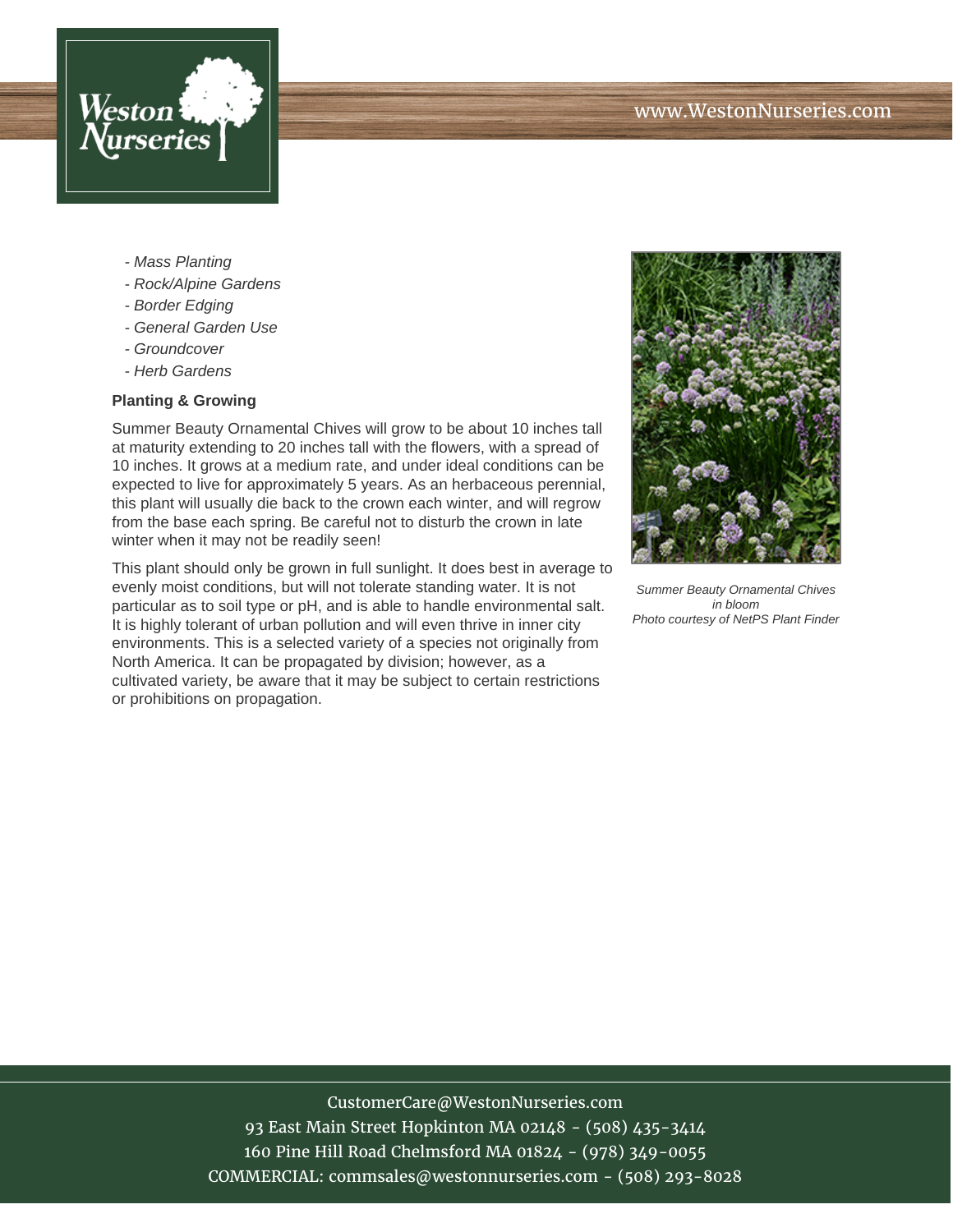- *Mass Planting*
- *Rock/Alpine Gardens*
- *Border Edging*
- *General Garden Use*
- *Groundcover*
- *Herb Gardens*

**Planting & Growing**

Summer Beauty Ornamental Chives will grow to be about 10 inches tall at maturity extending to 20 inches tall with the flowers, with a spread of 10 inches. It grows at a medium rate, and under ideal conditions can be expected to live for approximately 5 years. As an herbaceous perennial, this plant will usually die back to the crown each winter, and will regrow from the base each spring. Be careful not to disturb the crown in late winter when it may not be readily seen!

This plant should only be grown in full sunlight. It does best in average to evenly moist conditions, but will not tolerate standing water. It is not particular as to soil type or pH, and is able to handle environmental salt. It is highly tolerant of urban pollution and will even thrive in inner city environments. This is a selected variety of a species not originally from North America. It can be propagated by division; however, as a cultivated variety, be aware that it may be subject to certain restrictions or prohibitions on propagation.

*Summer Beauty Ornamental Chives in bloom*
*Photo courtesy of NetPS Plant Finder*